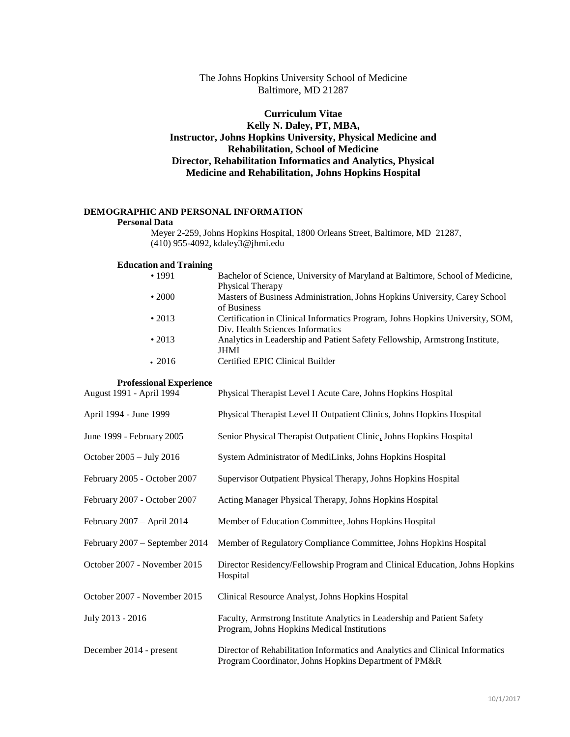The Johns Hopkins University School of Medicine
Baltimore, MD 21287

# Curriculum Vitae
## Kelly N. Daley, PT, MBA,
## Instructor, Johns Hopkins University, Physical Medicine and Rehabilitation, School of Medicine
## Director, Rehabilitation Informatics and Analytics, Physical Medicine and Rehabilitation, Johns Hopkins Hospital

## DEMOGRAPHIC AND PERSONAL INFORMATION

### Personal Data

Meyer 2-259, Johns Hopkins Hospital, 1800 Orleans Street, Baltimore, MD 21287, (410) 955-4092, kdaley3@jhmi.edu

### Education and Training

| | |
|---|---|
| • 1991 | Bachelor of Science, University of Maryland at Baltimore, School of Medicine, Physical Therapy |
| • 2000 | Masters of Business Administration, Johns Hopkins University, Carey School of Business |
| • 2013 | Certification in Clinical Informatics Program, Johns Hopkins University, SOM, Div. Health Sciences Informatics |
| • 2013 | Analytics in Leadership and Patient Safety Fellowship, Armstrong Institute, JHMI |
| • 2016 | Certified EPIC Clinical Builder |

### Professional Experience

| | |
|---|---|
| August 1991 - April 1994 | Physical Therapist Level I Acute Care, Johns Hopkins Hospital |
| April 1994 - June 1999 | Physical Therapist Level II Outpatient Clinics, Johns Hopkins Hospital |
| June 1999 - February 2005 | Senior Physical Therapist Outpatient Clinic, Johns Hopkins Hospital |
| October 2005 – July 2016 | System Administrator of MediLinks, Johns Hopkins Hospital |
| February 2005 - October 2007 | Supervisor Outpatient Physical Therapy, Johns Hopkins Hospital |
| February 2007 - October 2007 | Acting Manager Physical Therapy, Johns Hopkins Hospital |
| February 2007 – April 2014 | Member of Education Committee, Johns Hopkins Hospital |
| February 2007 – September 2014 | Member of Regulatory Compliance Committee, Johns Hopkins Hospital |
| October 2007 - November 2015 | Director Residency/Fellowship Program and Clinical Education, Johns Hopkins Hospital |
| October 2007 - November 2015 | Clinical Resource Analyst, Johns Hopkins Hospital |
| July 2013 - 2016 | Faculty, Armstrong Institute Analytics in Leadership and Patient Safety Program, Johns Hopkins Medical Institutions |
| December 2014 - present | Director of Rehabilitation Informatics and Analytics and Clinical Informatics Program Coordinator, Johns Hopkins Department of PM&R |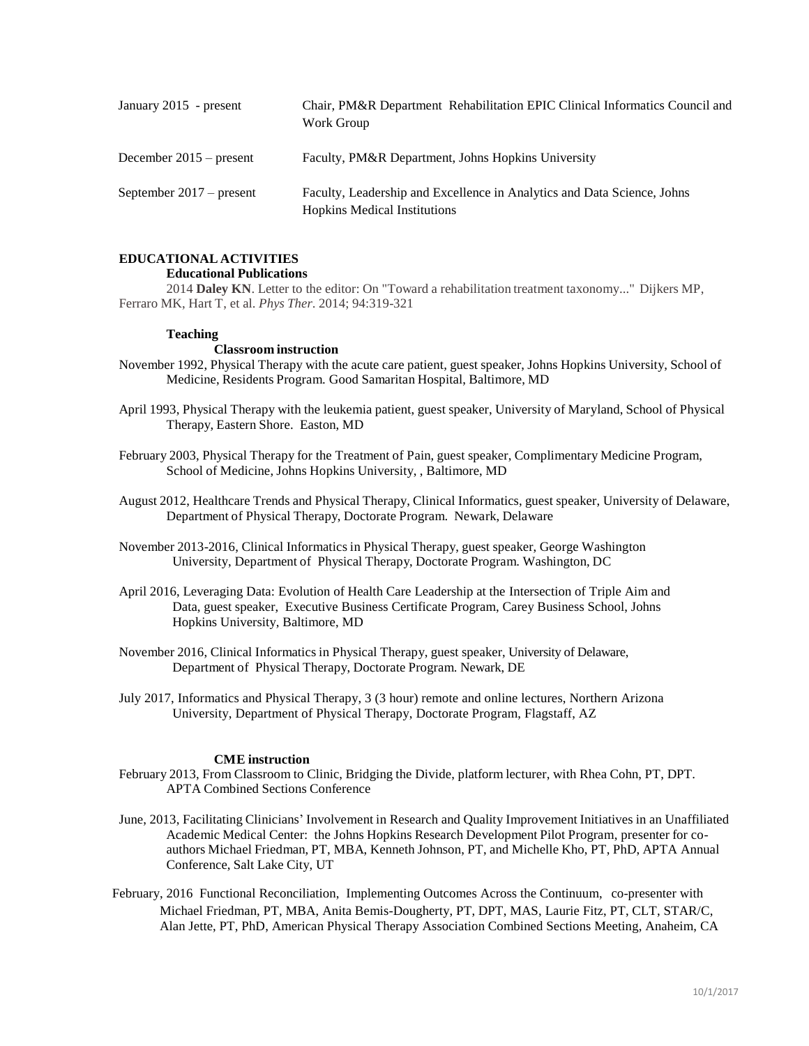| | |
|---|---|
| January 2015 - present | Chair, PM&R Department Rehabilitation EPIC Clinical Informatics Council and Work Group |
| December 2015 – present | Faculty, PM&R Department, Johns Hopkins University |
| September 2017 – present | Faculty, Leadership and Excellence in Analytics and Data Science, Johns Hopkins Medical Institutions |

## EDUCATIONAL ACTIVITIES

### Educational Publications

2014 **Daley KN**. Letter to the editor: On "Toward a rehabilitation treatment taxonomy..." Dijkers MP, Ferraro MK, Hart T, et al. *Phys Ther*. 2014; 94:319-321

### Teaching

#### Classroom instruction

November 1992, Physical Therapy with the acute care patient, guest speaker, Johns Hopkins University, School of Medicine, Residents Program. Good Samaritan Hospital, Baltimore, MD

April 1993, Physical Therapy with the leukemia patient, guest speaker, University of Maryland, School of Physical Therapy, Eastern Shore. Easton, MD

February 2003, Physical Therapy for the Treatment of Pain, guest speaker, Complimentary Medicine Program, School of Medicine, Johns Hopkins University, , Baltimore, MD

August 2012, Healthcare Trends and Physical Therapy, Clinical Informatics, guest speaker, University of Delaware, Department of Physical Therapy, Doctorate Program. Newark, Delaware

November 2013-2016, Clinical Informatics in Physical Therapy, guest speaker, George Washington University, Department of Physical Therapy, Doctorate Program. Washington, DC

April 2016, Leveraging Data: Evolution of Health Care Leadership at the Intersection of Triple Aim and Data, guest speaker, Executive Business Certificate Program, Carey Business School, Johns Hopkins University, Baltimore, MD

November 2016, Clinical Informatics in Physical Therapy, guest speaker, University of Delaware, Department of Physical Therapy, Doctorate Program. Newark, DE

July 2017, Informatics and Physical Therapy, 3 (3 hour) remote and online lectures, Northern Arizona University, Department of Physical Therapy, Doctorate Program, Flagstaff, AZ

#### CME instruction

February 2013, From Classroom to Clinic, Bridging the Divide, platform lecturer, with Rhea Cohn, PT, DPT. APTA Combined Sections Conference

June, 2013, Facilitating Clinicians' Involvement in Research and Quality Improvement Initiatives in an Unaffiliated Academic Medical Center: the Johns Hopkins Research Development Pilot Program, presenter for co-authors Michael Friedman, PT, MBA, Kenneth Johnson, PT, and Michelle Kho, PT, PhD, APTA Annual Conference, Salt Lake City, UT

February, 2016 Functional Reconciliation, Implementing Outcomes Across the Continuum, co-presenter with Michael Friedman, PT, MBA, Anita Bemis-Dougherty, PT, DPT, MAS, Laurie Fitz, PT, CLT, STAR/C, Alan Jette, PT, PhD, American Physical Therapy Association Combined Sections Meeting, Anaheim, CA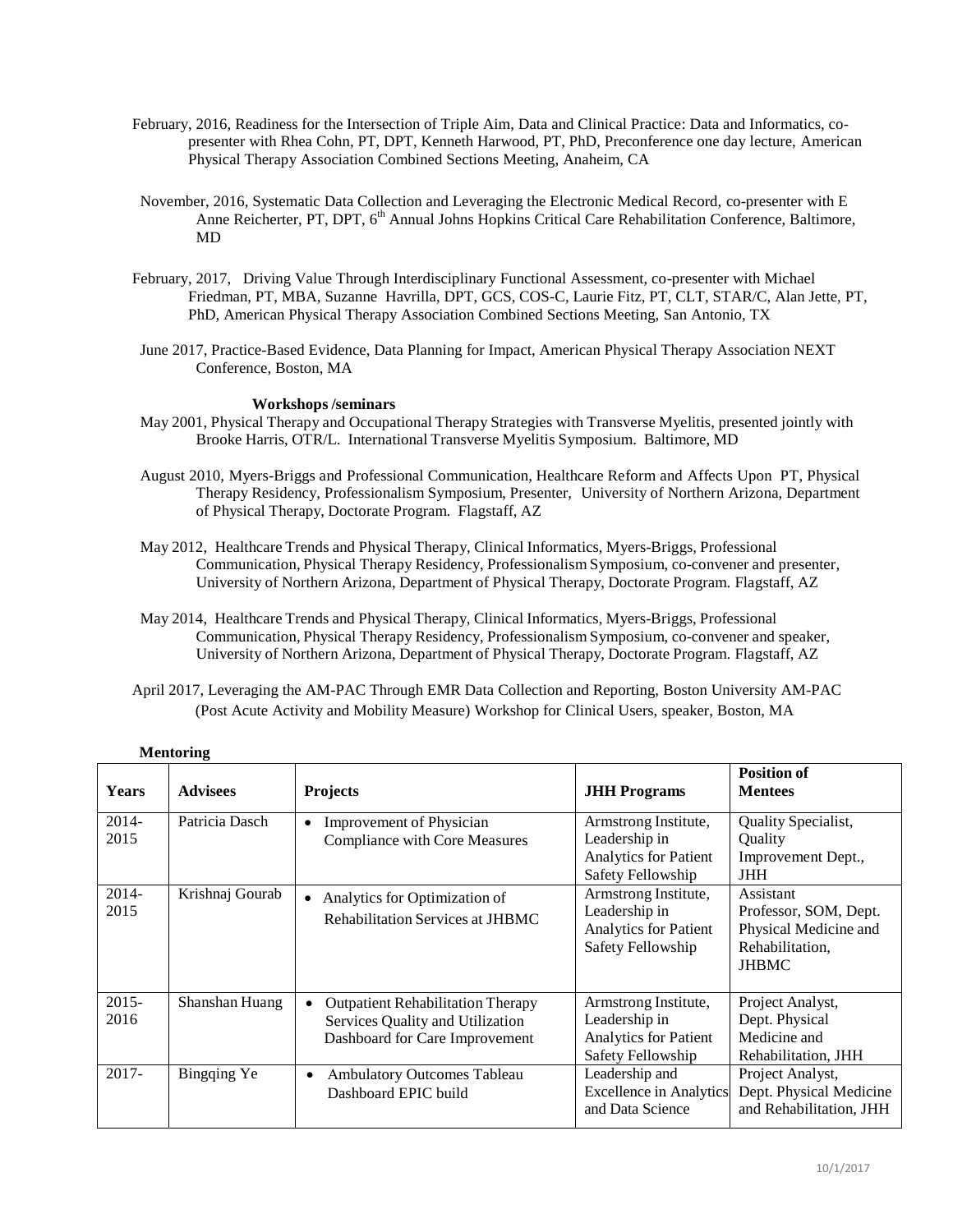February, 2016, Readiness for the Intersection of Triple Aim, Data and Clinical Practice: Data and Informatics, co-presenter with Rhea Cohn, PT, DPT, Kenneth Harwood, PT, PhD, Preconference one day lecture, American Physical Therapy Association Combined Sections Meeting, Anaheim, CA

November, 2016, Systematic Data Collection and Leveraging the Electronic Medical Record, co-presenter with E Anne Reicherter, PT, DPT, 6th Annual Johns Hopkins Critical Care Rehabilitation Conference, Baltimore, MD

February, 2017, Driving Value Through Interdisciplinary Functional Assessment, co-presenter with Michael Friedman, PT, MBA, Suzanne Havrilla, DPT, GCS, COS-C, Laurie Fitz, PT, CLT, STAR/C, Alan Jette, PT, PhD, American Physical Therapy Association Combined Sections Meeting, San Antonio, TX

June 2017, Practice-Based Evidence, Data Planning for Impact, American Physical Therapy Association NEXT Conference, Boston, MA

**Workshops /seminars**

May 2001, Physical Therapy and Occupational Therapy Strategies with Transverse Myelitis, presented jointly with Brooke Harris, OTR/L. International Transverse Myelitis Symposium. Baltimore, MD

August 2010, Myers-Briggs and Professional Communication, Healthcare Reform and Affects Upon PT, Physical Therapy Residency, Professionalism Symposium, Presenter, University of Northern Arizona, Department of Physical Therapy, Doctorate Program. Flagstaff, AZ

May 2012, Healthcare Trends and Physical Therapy, Clinical Informatics, Myers-Briggs, Professional Communication, Physical Therapy Residency, Professionalism Symposium, co-convener and presenter, University of Northern Arizona, Department of Physical Therapy, Doctorate Program. Flagstaff, AZ

May 2014, Healthcare Trends and Physical Therapy, Clinical Informatics, Myers-Briggs, Professional Communication, Physical Therapy Residency, Professionalism Symposium, co-convener and speaker, University of Northern Arizona, Department of Physical Therapy, Doctorate Program. Flagstaff, AZ

April 2017, Leveraging the AM-PAC Through EMR Data Collection and Reporting, Boston University AM-PAC (Post Acute Activity and Mobility Measure) Workshop for Clinical Users, speaker, Boston, MA

**Mentoring**

| Years | Advisees | Projects | JHH Programs | Position of Mentees |
|---|---|---|---|---|
| 2014-2015 | Patricia Dasch | • Improvement of Physician Compliance with Core Measures | Armstrong Institute, Leadership in Analytics for Patient Safety Fellowship | Quality Specialist, Quality Improvement Dept., JHH |
| 2014-2015 | Krishnaj Gourab | • Analytics for Optimization of Rehabilitation Services at JHBMC | Armstrong Institute, Leadership in Analytics for Patient Safety Fellowship | Assistant Professor, SOM, Dept. Physical Medicine and Rehabilitation, JHBMC |
| 2015-2016 | Shanshan Huang | • Outpatient Rehabilitation Therapy Services Quality and Utilization Dashboard for Care Improvement | Armstrong Institute, Leadership in Analytics for Patient Safety Fellowship | Project Analyst, Dept. Physical Medicine and Rehabilitation, JHH |
| 2017- | Bingqing Ye | • Ambulatory Outcomes Tableau Dashboard EPIC build | Leadership and Excellence in Analytics and Data Science | Project Analyst, Dept. Physical Medicine and Rehabilitation, JHH |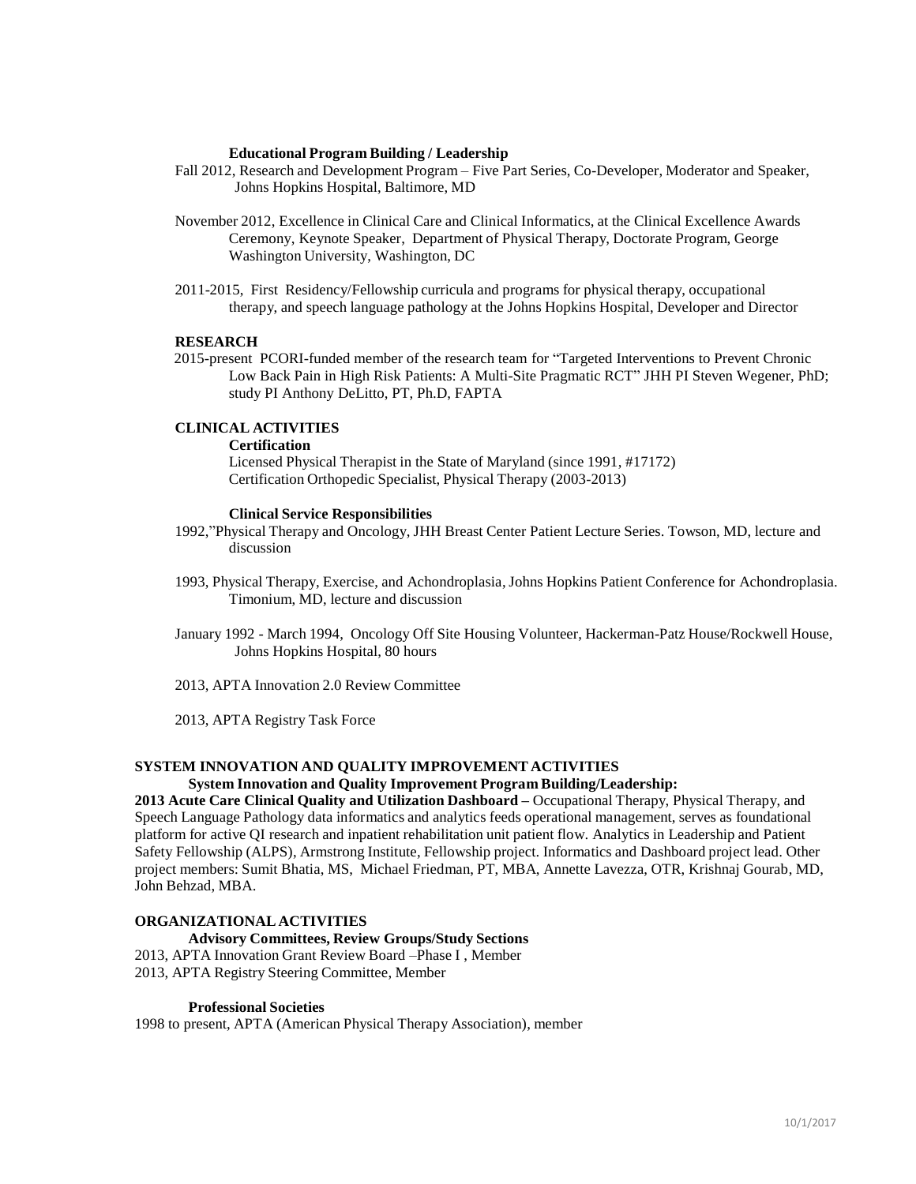**Educational Program Building / Leadership**

Fall 2012, Research and Development Program – Five Part Series, Co-Developer, Moderator and Speaker, Johns Hopkins Hospital, Baltimore, MD

November 2012, Excellence in Clinical Care and Clinical Informatics, at the Clinical Excellence Awards Ceremony, Keynote Speaker, Department of Physical Therapy, Doctorate Program, George Washington University, Washington, DC

2011-2015, First Residency/Fellowship curricula and programs for physical therapy, occupational therapy, and speech language pathology at the Johns Hopkins Hospital, Developer and Director

**RESEARCH**

2015-present PCORI-funded member of the research team for "Targeted Interventions to Prevent Chronic Low Back Pain in High Risk Patients: A Multi-Site Pragmatic RCT" JHH PI Steven Wegener, PhD; study PI Anthony DeLitto, PT, Ph.D, FAPTA

**CLINICAL ACTIVITIES**

**Certification**

Licensed Physical Therapist in the State of Maryland (since 1991, #17172)
Certification Orthopedic Specialist, Physical Therapy (2003-2013)

**Clinical Service Responsibilities**

1992,"Physical Therapy and Oncology, JHH Breast Center Patient Lecture Series. Towson, MD, lecture and discussion

1993, Physical Therapy, Exercise, and Achondroplasia, Johns Hopkins Patient Conference for Achondroplasia. Timonium, MD, lecture and discussion

January 1992 - March 1994, Oncology Off Site Housing Volunteer, Hackerman-Patz House/Rockwell House, Johns Hopkins Hospital, 80 hours

2013, APTA Innovation 2.0 Review Committee

2013, APTA Registry Task Force

**SYSTEM INNOVATION AND QUALITY IMPROVEMENT ACTIVITIES**

**System Innovation and Quality Improvement Program Building/Leadership:**

**2013 Acute Care Clinical Quality and Utilization Dashboard –** Occupational Therapy, Physical Therapy, and Speech Language Pathology data informatics and analytics feeds operational management, serves as foundational platform for active QI research and inpatient rehabilitation unit patient flow. Analytics in Leadership and Patient Safety Fellowship (ALPS), Armstrong Institute, Fellowship project. Informatics and Dashboard project lead. Other project members: Sumit Bhatia, MS, Michael Friedman, PT, MBA, Annette Lavezza, OTR, Krishnaj Gourab, MD, John Behzad, MBA.

**ORGANIZATIONAL ACTIVITIES**

**Advisory Committees, Review Groups/Study Sections**

2013, APTA Innovation Grant Review Board –Phase I , Member
2013, APTA Registry Steering Committee, Member

**Professional Societies**

1998 to present, APTA (American Physical Therapy Association), member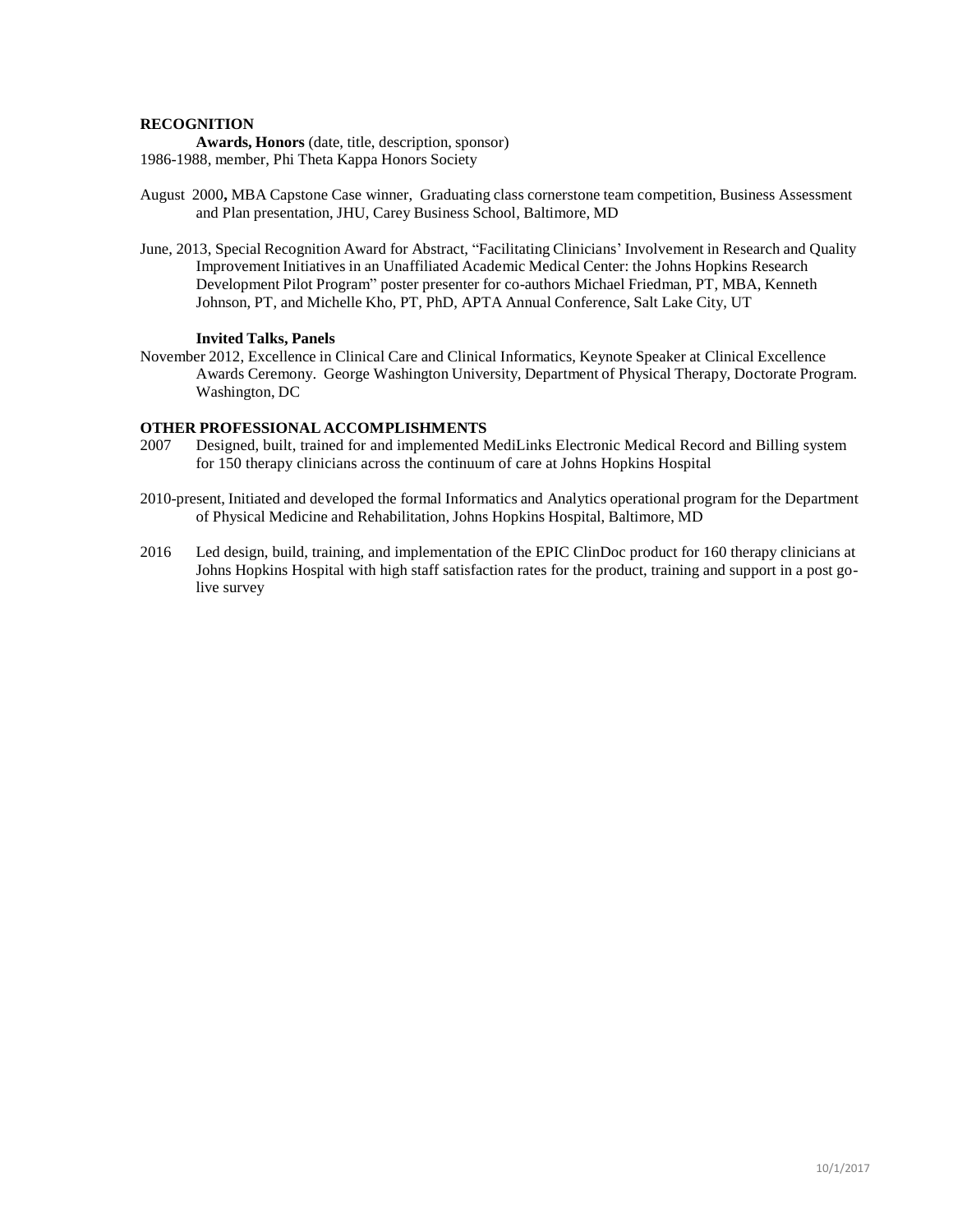**RECOGNITION**

**Awards, Honors** (date, title, description, sponsor)

1986-1988, member, Phi Theta Kappa Honors Society

August 2000**,** MBA Capstone Case winner, Graduating class cornerstone team competition, Business Assessment and Plan presentation, JHU, Carey Business School, Baltimore, MD

June, 2013, Special Recognition Award for Abstract, "Facilitating Clinicians' Involvement in Research and Quality Improvement Initiatives in an Unaffiliated Academic Medical Center: the Johns Hopkins Research Development Pilot Program" poster presenter for co-authors Michael Friedman, PT, MBA, Kenneth Johnson, PT, and Michelle Kho, PT, PhD, APTA Annual Conference, Salt Lake City, UT

**Invited Talks, Panels**

November 2012, Excellence in Clinical Care and Clinical Informatics, Keynote Speaker at Clinical Excellence Awards Ceremony. George Washington University, Department of Physical Therapy, Doctorate Program. Washington, DC

**OTHER PROFESSIONAL ACCOMPLISHMENTS**

2007 Designed, built, trained for and implemented MediLinks Electronic Medical Record and Billing system for 150 therapy clinicians across the continuum of care at Johns Hopkins Hospital

2010-present, Initiated and developed the formal Informatics and Analytics operational program for the Department of Physical Medicine and Rehabilitation, Johns Hopkins Hospital, Baltimore, MD

2016 Led design, build, training, and implementation of the EPIC ClinDoc product for 160 therapy clinicians at Johns Hopkins Hospital with high staff satisfaction rates for the product, training and support in a post go-live survey